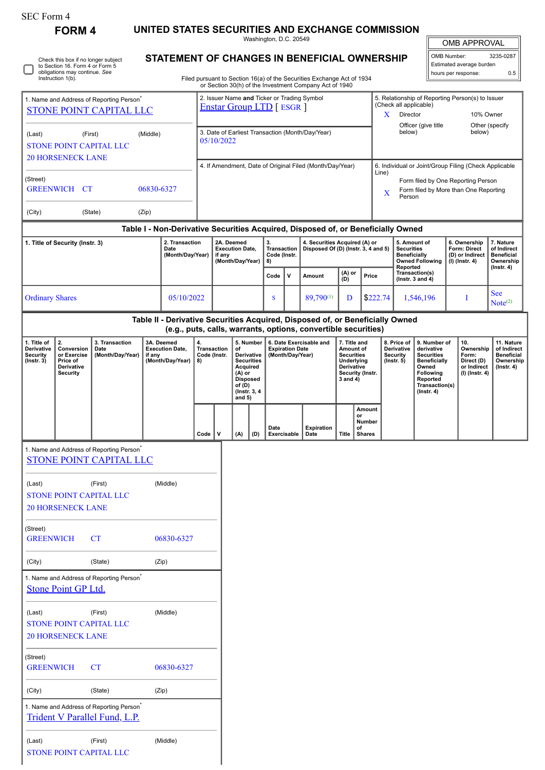SEC Form 4

**FORM 4**

# UNITED STATES SECURITIES AND EXCHANGE COMMISSION

Washington, D.C. 20549

## STATEMENT OF CHANGES IN BENEFICIAL OWNERSHIP

Filed pursuant to Section 16(a) of the Securities Exchange Act of 1934 or Section 30(h) of the Investment Company Act of 1940

| OMB APPROVAL | |
|---|---|
| OMB Number: | 3235-0287 |
| Estimated average burden | |
| hours per response: | 0.5 |

☐ Check this box if no longer subject to Section 16. Form 4 or Form 5 obligations may continue. *See* Instruction 1(b).

1. Name and Address of Reporting Person*
STONE POINT CAPITAL LLC

(Last) (First) (Middle)
STONE POINT CAPITAL LLC
20 HORSENECK LANE

(Street)
GREENWICH CT 06830-6327

(City) (State) (Zip)

2. Issuer Name **and** Ticker or Trading Symbol
Enstar Group LTD [ ESGR ]

3. Date of Earliest Transaction (Month/Day/Year)
05/10/2022

4. If Amendment, Date of Original Filed (Month/Day/Year)

5. Relationship of Reporting Person(s) to Issuer (Check all applicable)
X Director
10% Owner
Officer (give title below)
Other (specify below)

6. Individual or Joint/Group Filing (Check Applicable Line)
Form filed by One Reporting Person
X Form filed by More than One Reporting Person

### Table I - Non-Derivative Securities Acquired, Disposed of, or Beneficially Owned

| 1. Title of Security (Instr. 3) | 2. Transaction Date (Month/Day/Year) | 2A. Deemed Execution Date, if any (Month/Day/Year) | 3. Transaction Code (Instr. 8) | | 4. Securities Acquired (A) or Disposed Of (D) (Instr. 3, 4 and 5) | | | 5. Amount of Securities Beneficially Owned Following Reported Transaction(s) (Instr. 3 and 4) | 6. Ownership Form: Direct (D) or Indirect (I) (Instr. 4) | 7. Nature of Indirect Beneficial Ownership (Instr. 4) |
|---|---|---|---|---|---|---|---|---|---|---|
| | | | Code | V | Amount | (A) or (D) | Price | | | |
| Ordinary Shares | 05/10/2022 | | S | | 89,790[(1)] | D | $222.74 | 1,546,196 | I | See Note[(2)] |

### Table II - Derivative Securities Acquired, Disposed of, or Beneficially Owned (e.g., puts, calls, warrants, options, convertible securities)

| 1. Title of Derivative Security (Instr. 3) | 2. Conversion or Exercise Price of Derivative Security | 3. Transaction Date (Month/Day/Year) | 3A. Deemed Execution Date, if any (Month/Day/Year) | 4. Transaction Code (Instr. 8) | | 5. Number of Derivative Securities Acquired (A) or Disposed of (D) (Instr. 3, 4 and 5) | | 6. Date Exercisable and Expiration Date (Month/Day/Year) | | 7. Title and Amount of Securities Underlying Derivative Security (Instr. 3 and 4) | | 8. Price of Derivative Security (Instr. 5) | 9. Number of derivative Securities Beneficially Owned Following Reported Transaction(s) (Instr. 4) | 10. Ownership Form: Direct (D) or Indirect (I) (Instr. 4) | 11. Nature of Indirect Beneficial Ownership (Instr. 4) |
|---|---|---|---|---|---|---|---|---|---|---|---|---|---|---|---|
| | | | | Code | V | (A) | (D) | Date Exercisable | Expiration Date | Title | Amount or Number of Shares | | | | |

1. Name and Address of Reporting Person*
STONE POINT CAPITAL LLC

(Last) (First) (Middle)
STONE POINT CAPITAL LLC
20 HORSENECK LANE

(Street)
GREENWICH CT 06830-6327

(City) (State) (Zip)

1. Name and Address of Reporting Person*
Stone Point GP Ltd.

(Last) (First) (Middle)
STONE POINT CAPITAL LLC
20 HORSENECK LANE

(Street)
GREENWICH CT 06830-6327

(City) (State) (Zip)

1. Name and Address of Reporting Person*
Trident V Parallel Fund, L.P.

(Last) (First) (Middle)
STONE POINT CAPITAL LLC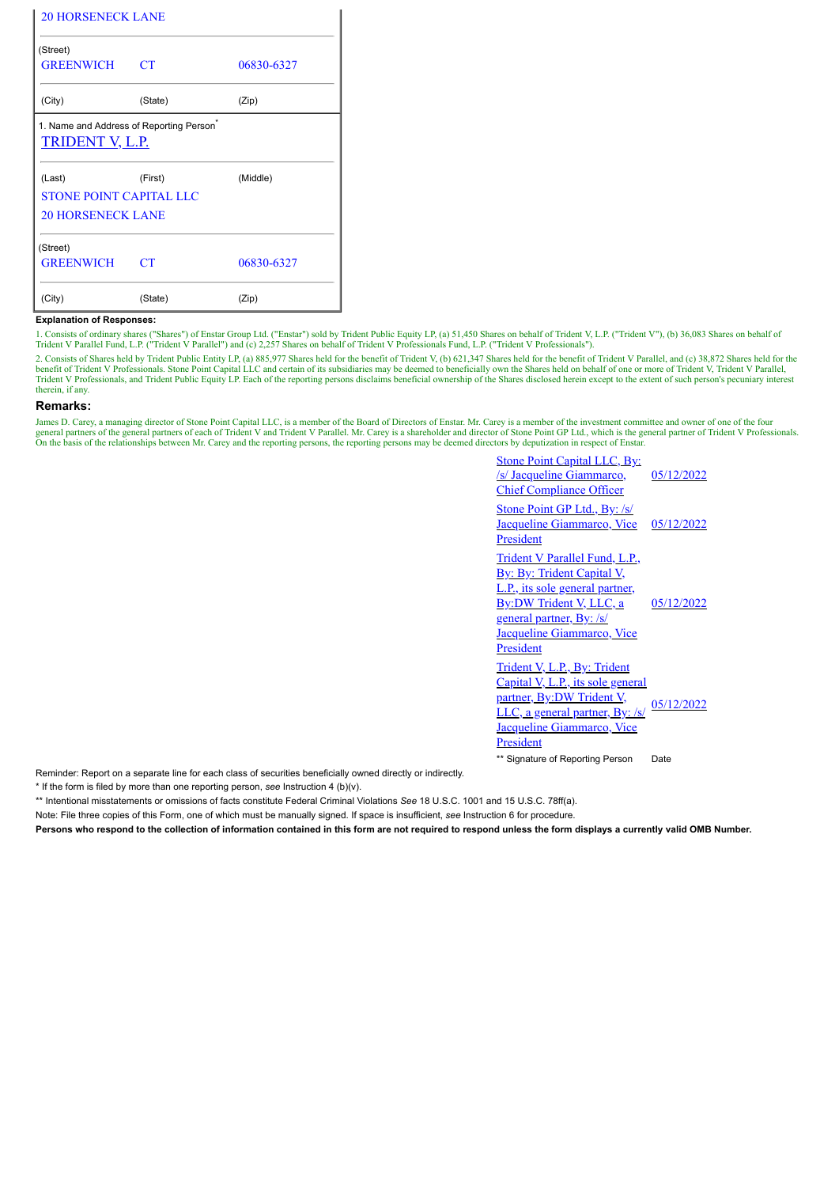| | | |
|---|---|---|
| 20 HORSENECK LANE | | |
| (Street) | | |
| GREENWICH | CT | 06830-6327 |
| (City) | (State) | (Zip) |

1. Name and Address of Reporting Person*

TRIDENT V, L.P.

| | | |
|---|---|---|
| (Last) | (First) | (Middle) |
| STONE POINT CAPITAL LLC | | |
| 20 HORSENECK LANE | | |
| (Street) | | |
| GREENWICH | CT | 06830-6327 |
| (City) | (State) | (Zip) |

**Explanation of Responses:**

1. Consists of ordinary shares ("Shares") of Enstar Group Ltd. ("Enstar") sold by Trident Public Equity LP, (a) 51,450 Shares on behalf of Trident V, L.P. ("Trident V"), (b) 36,083 Shares on behalf of Trident V Parallel Fund, L.P. ("Trident V Parallel") and (c) 2,257 Shares on behalf of Trident V Professionals Fund, L.P. ("Trident V Professionals").

2. Consists of Shares held by Trident Public Entity LP, (a) 885,977 Shares held for the benefit of Trident V, (b) 621,347 Shares held for the benefit of Trident V Parallel, and (c) 38,872 Shares held for the benefit of Trident V Professionals. Stone Point Capital LLC and certain of its subsidiaries may be deemed to beneficially own the Shares held on behalf of one or more of Trident V, Trident V Parallel, Trident V Professionals, and Trident Public Equity LP. Each of the reporting persons disclaims beneficial ownership of the Shares disclosed herein except to the extent of such person's pecuniary interest therein, if any.

## Remarks:

James D. Carey, a managing director of Stone Point Capital LLC, is a member of the Board of Directors of Enstar. Mr. Carey is a member of the investment committee and owner of one of the four general partners of the general partners of each of Trident V and Trident V Parallel. Mr. Carey is a shareholder and director of Stone Point GP Ltd., which is the general partner of Trident V Professionals. On the basis of the relationships between Mr. Carey and the reporting persons, the reporting persons may be deemed directors by deputization in respect of Enstar.

| | |
|---|---|
| Stone Point Capital LLC, By: /s/ Jacqueline Giammarco, Chief Compliance Officer | 05/12/2022 |
| Stone Point GP Ltd., By: /s/ Jacqueline Giammarco, Vice President | 05/12/2022 |
| Trident V Parallel Fund, L.P., By: By: Trident Capital V, L.P., its sole general partner, By:DW Trident V, LLC, a general partner, By: /s/ Jacqueline Giammarco, Vice President | 05/12/2022 |
| Trident V, L.P., By: Trident Capital V, L.P., its sole general partner, By:DW Trident V, LLC, a general partner, By: /s/ Jacqueline Giammarco, Vice President | 05/12/2022 |
| ** Signature of Reporting Person | Date |

Reminder: Report on a separate line for each class of securities beneficially owned directly or indirectly.

\* If the form is filed by more than one reporting person, *see* Instruction 4 (b)(v).

\*\* Intentional misstatements or omissions of facts constitute Federal Criminal Violations *See* 18 U.S.C. 1001 and 15 U.S.C. 78ff(a).

Note: File three copies of this Form, one of which must be manually signed. If space is insufficient, *see* Instruction 6 for procedure.

**Persons who respond to the collection of information contained in this form are not required to respond unless the form displays a currently valid OMB Number.**